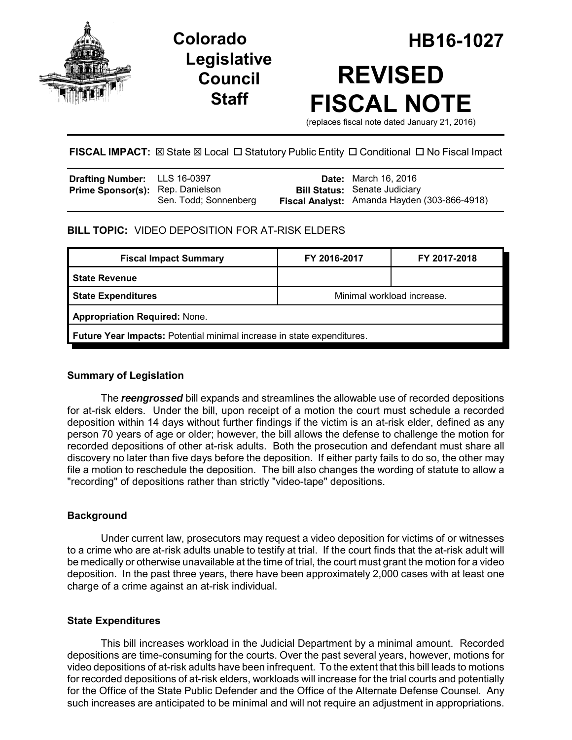# Colorado Legislative Council Staff

# HB16-1027

# REVISED FISCAL NOTE

(replaces fiscal note dated January 21, 2016)

**FISCAL IMPACT:** ☒ State ☒ Local ☐ Statutory Public Entity ☐ Conditional ☐ No Fiscal Impact

| | | | |
|---|---|---|---|
| **Drafting Number:** | LLS 16-0397 | **Date:** | March 16, 2016 |
| **Prime Sponsor(s):** | Rep. Danielson<br>Sen. Todd; Sonnenberg | **Bill Status:** | Senate Judiciary |
| | | **Fiscal Analyst:** | Amanda Hayden (303-866-4918) |

**BILL TOPIC:** VIDEO DEPOSITION FOR AT-RISK ELDERS

| Fiscal Impact Summary | FY 2016-2017 | FY 2017-2018 |
|---|---|---|
| **State Revenue** | | |
| **State Expenditures** | Minimal workload increase. | |
| **Appropriation Required:** None. | | |
| **Future Year Impacts:** Potential minimal increase in state expenditures. | | |

### Summary of Legislation

The ***reengrossed*** bill expands and streamlines the allowable use of recorded depositions for at-risk elders. Under the bill, upon receipt of a motion the court must schedule a recorded deposition within 14 days without further findings if the victim is an at-risk elder, defined as any person 70 years of age or older; however, the bill allows the defense to challenge the motion for recorded depositions of other at-risk adults. Both the prosecution and defendant must share all discovery no later than five days before the deposition. If either party fails to do so, the other may file a motion to reschedule the deposition. The bill also changes the wording of statute to allow a "recording" of depositions rather than strictly "video-tape" depositions.

### Background

Under current law, prosecutors may request a video deposition for victims of or witnesses to a crime who are at-risk adults unable to testify at trial. If the court finds that the at-risk adult will be medically or otherwise unavailable at the time of trial, the court must grant the motion for a video deposition. In the past three years, there have been approximately 2,000 cases with at least one charge of a crime against an at-risk individual.

### State Expenditures

This bill increases workload in the Judicial Department by a minimal amount. Recorded depositions are time-consuming for the courts. Over the past several years, however, motions for video depositions of at-risk adults have been infrequent. To the extent that this bill leads to motions for recorded depositions of at-risk elders, workloads will increase for the trial courts and potentially for the Office of the State Public Defender and the Office of the Alternate Defense Counsel. Any such increases are anticipated to be minimal and will not require an adjustment in appropriations.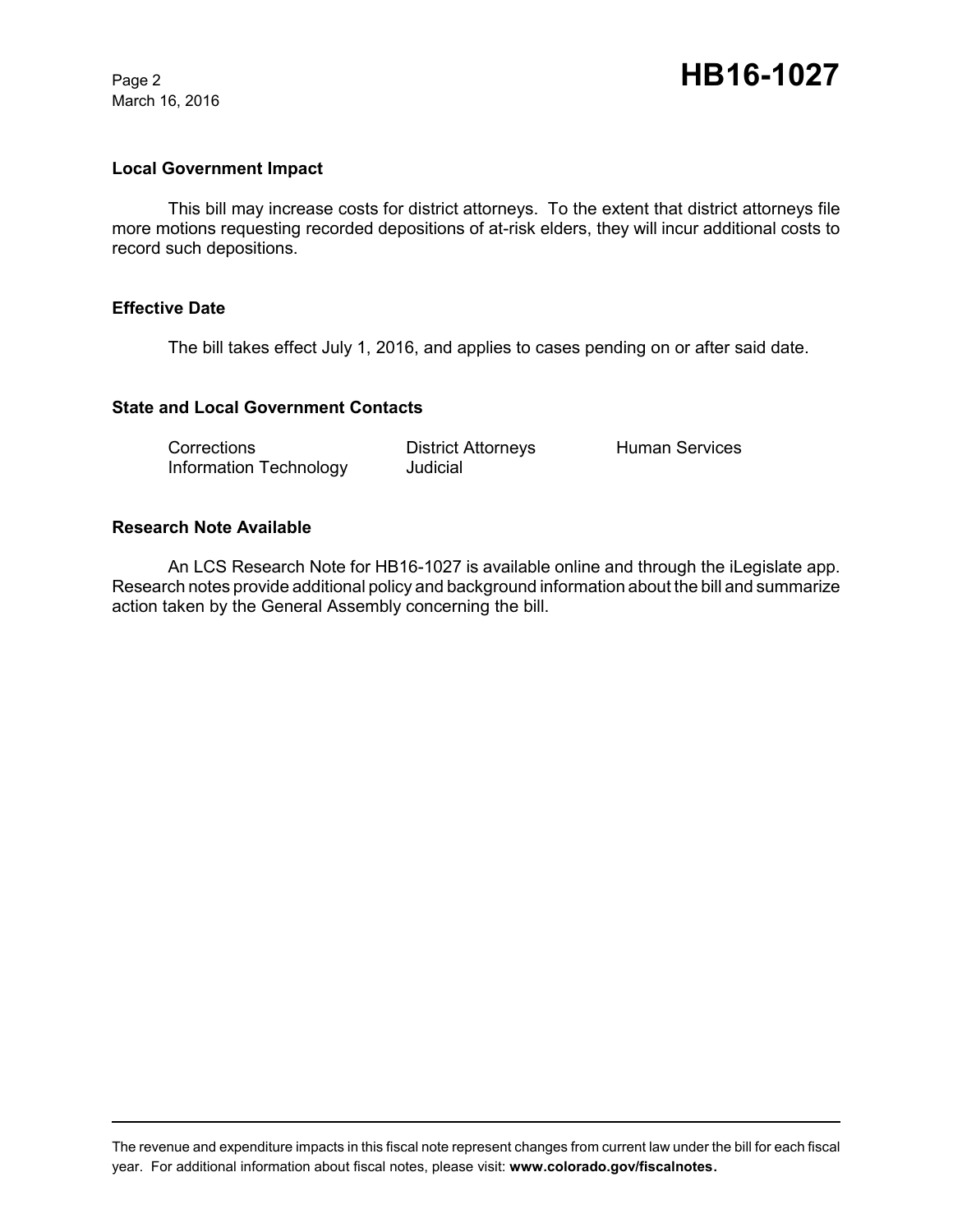### Local Government Impact

This bill may increase costs for district attorneys. To the extent that district attorneys file more motions requesting recorded depositions of at-risk elders, they will incur additional costs to record such depositions.

### Effective Date

The bill takes effect July 1, 2016, and applies to cases pending on or after said date.

### State and Local Government Contacts

| | | |
|---|---|---|
| Corrections | District Attorneys | Human Services |
| Information Technology | Judicial | |

### Research Note Available

An LCS Research Note for HB16-1027 is available online and through the iLegislate app. Research notes provide additional policy and background information about the bill and summarize action taken by the General Assembly concerning the bill.

The revenue and expenditure impacts in this fiscal note represent changes from current law under the bill for each fiscal year. For additional information about fiscal notes, please visit: **www.colorado.gov/fiscalnotes.**